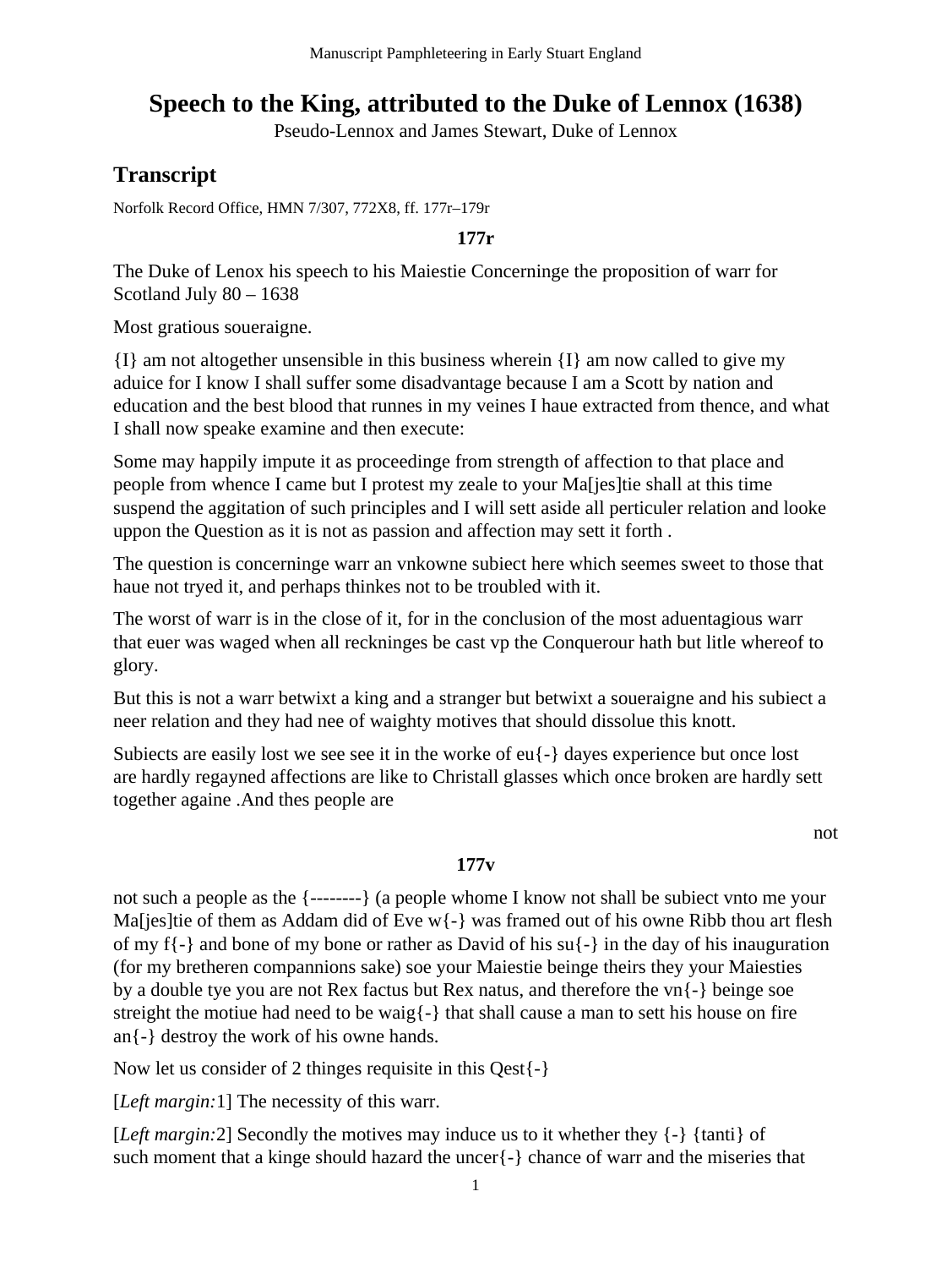# Speech to the King, attributed to the Duke of Lennox (1638)

Pseudo-Lennox and James Stewart, Duke of Lennox

## Transcript

Norfolk Record Office, HMN 7/307, 772X8, ff. 177r–179r

**177r**

The Duke of Lenox his speech to his Maiestie Concerninge the proposition of warr for Scotland July 80 – 1638

Most gratious soueraigne.

{I} am not altogether unsensible in this business wherein {I} am now called to give my aduice for I know I shall suffer some disadvantage because I am a Scott by nation and education and the best blood that runnes in my veines I haue extracted from thence, and what I shall now speake examine and then execute:

Some may happily impute it as proceedinge from strength of affection to that place and people from whence I came but I protest my zeale to your Ma[jes]tie shall at this time suspend the aggitation of such principles and I will sett aside all perticuler relation and looke uppon the Question as it is not as passion and affection may sett it forth .

The question is concerninge warr an vnkowne subiect here which seemes sweet to those that haue not tryed it, and perhaps thinkes not to be troubled with it.

The worst of warr is in the close of it, for in the conclusion of the most aduentagious warr that euer was waged when all reckninges be cast vp the Conquerour hath but litle whereof to glory.

But this is not a warr betwixt a king and a stranger but betwixt a soueraigne and his subiect a neer relation and they had nee of waighty motives that should dissolue this knott.

Subiects are easily lost we see see it in the worke of eu{-} dayes experience but once lost are hardly regayned affections are like to Christall glasses which once broken are hardly sett together againe .And thes people are

not

**177v**

not such a people as the {--------} (a people whome I know not shall be subiect vnto me your Ma[jes]tie of them as Addam did of Eve w{-} was framed out of his owne Ribb thou art flesh of my f{-} and bone of my bone or rather as David of his su{-} in the day of his inauguration (for my bretheren compannions sake) soe your Maiestie beinge theirs they your Maiesties by a double tye you are not Rex factus but Rex natus, and therefore the vn{-} beinge soe streight the motiue had need to be waig{-} that shall cause a man to sett his house on fire an{-} destroy the work of his owne hands.

Now let us consider of 2 thinges requisite in this Qest{-}

[*Left margin:*1] The necessity of this warr.

[*Left margin:*2] Secondly the motives may induce us to it whether they {-} {tanti} of such moment that a kinge should hazard the uncer{-} chance of warr and the miseries that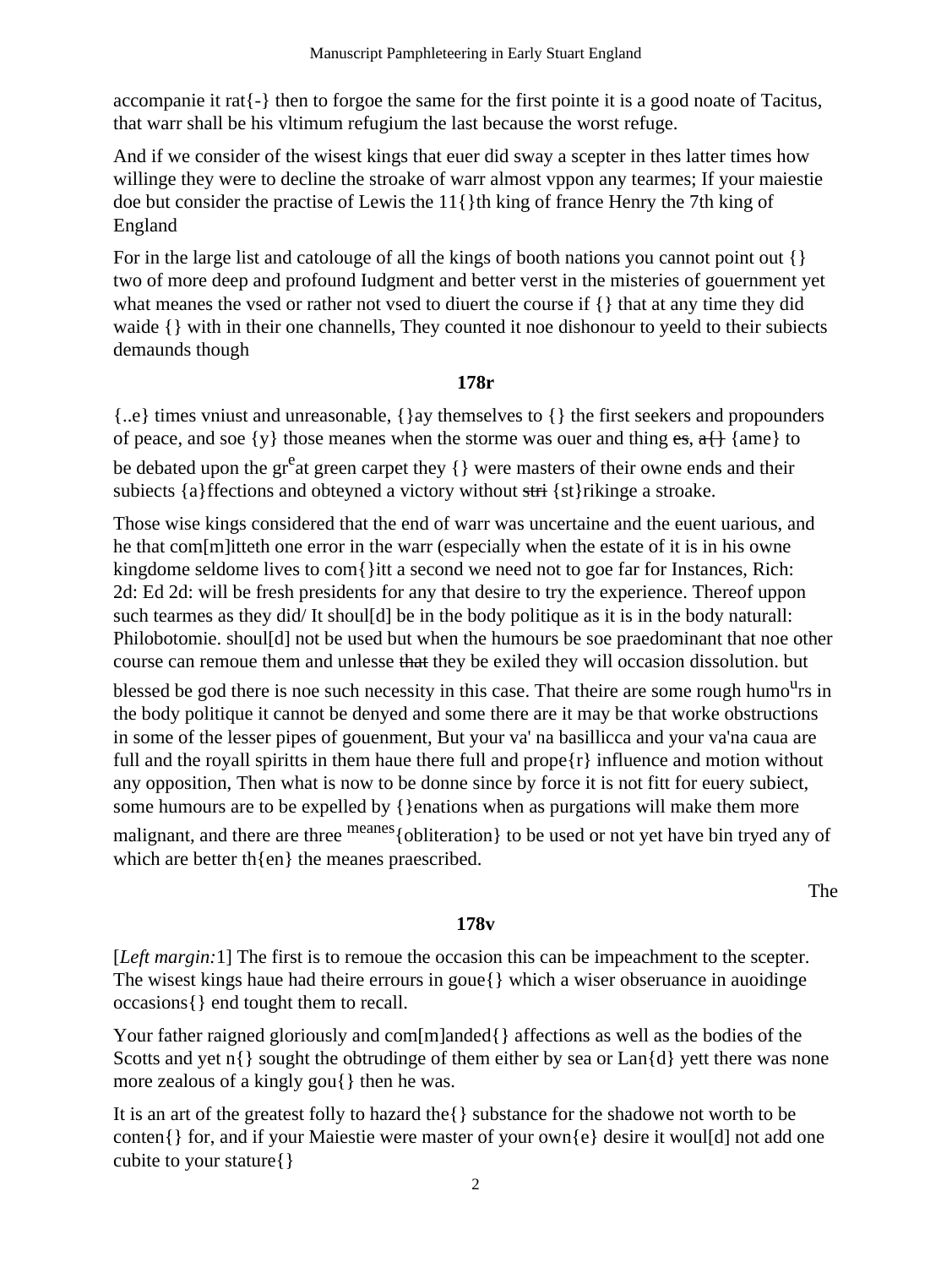accompanie it rat{-} then to forgoe the same for the first pointe it is a good noate of Tacitus, that warr shall be his vltimum refugium the last because the worst refuge.

And if we consider of the wisest kings that euer did sway a scepter in thes latter times how willinge they were to decline the stroake of warr almost vppon any tearmes; If your maiestie doe but consider the practise of Lewis the 11{}th king of france Henry the 7th king of England

For in the large list and catolouge of all the kings of booth nations you cannot point out {} two of more deep and profound Iudgment and better verst in the misteries of gouernment yet what meanes the vsed or rather not vsed to diuert the course if {} that at any time they did waide {} with in their one channells, They counted it noe dishonour to yeeld to their subiects demaunds though

**178r**

{..e} times vniust and unreasonable, {}ay themselves to {} the first seekers and propounders of peace, and soe {y} those meanes when the storme was ouer and thing ~~es,~~ ~~a{}~~ {ame} to be debated upon the gr[e]at green carpet they {} were masters of their owne ends and their subiects {a}ffections and obteyned a victory without ~~stri~~ {st}rikinge a stroake.

Those wise kings considered that the end of warr was uncertaine and the euent uarious, and he that com[m]itteth one error in the warr (especially when the estate of it is in his owne kingdome seldome lives to com{}itt a second we need not to goe far for Instances, Rich: 2d: Ed 2d: will be fresh presidents for any that desire to try the experience. Thereof uppon such tearmes as they did/ It shoul[d] be in the body politique as it is in the body naturall: Philobotomie. shoul[d] not be used but when the humours be soe praedominant that noe other course can remoue them and unlesse ~~that~~ they be exiled they will occasion dissolution. but blessed be god there is noe such necessity in this case. That theire are some rough humo[u]rs in the body politique it cannot be denyed and some there are it may be that worke obstructions in some of the lesser pipes of gouenment, But your va' na basillicca and your va'na caua are full and the royall spiritts in them haue there full and prope{r} influence and motion without any opposition, Then what is now to be donne since by force it is not fitt for euery subiect, some humours are to be expelled by {}enations when as purgations will make them more malignant, and there are three [meanes]{obliteration} to be used or not yet have bin tryed any of which are better th{en} the meanes praescribed.

The

**178v**

[*Left margin:*1] The first is to remoue the occasion this can be impeachment to the scepter. The wisest kings haue had theire errours in goue{} which a wiser obseruance in auoidinge occasions{} end tought them to recall.

Your father raigned gloriously and com[m]anded{} affections as well as the bodies of the Scotts and yet n{} sought the obtrudinge of them either by sea or Lan{d} yett there was none more zealous of a kingly gou{} then he was.

It is an art of the greatest folly to hazard the{} substance for the shadowe not worth to be conten{} for, and if your Maiestie were master of your own{e} desire it woul[d] not add one cubite to your stature{}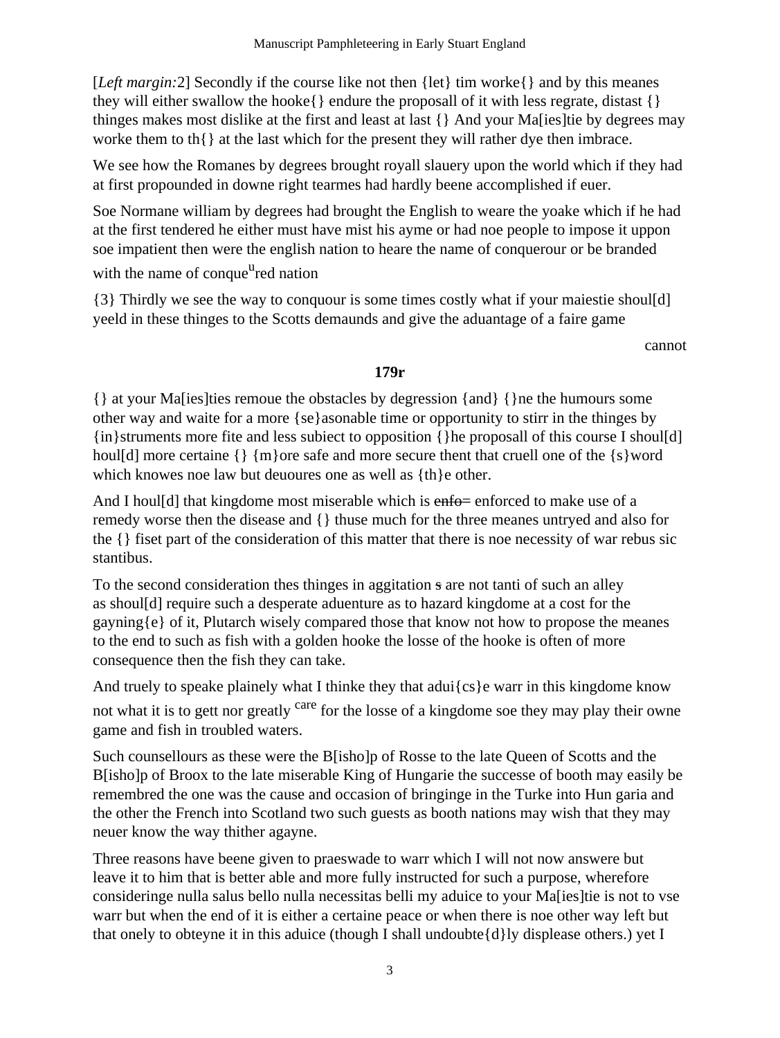[*Left margin:*2] Secondly if the course like not then {let} tim worke{} and by this meanes they will either swallow the hooke{} endure the proposall of it with less regrate, distast {} thinges makes most dislike at the first and least at last {} And your Ma[ies]tie by degrees may worke them to th{} at the last which for the present they will rather dye then imbrace.

We see how the Romanes by degrees brought royall slauery upon the world which if they had at first propounded in downe right tearmes had hardly beene accomplished if euer.

Soe Normane william by degrees had brought the English to weare the yoake which if he had at the first tendered he either must have mist his ayme or had noe people to impose it uppon soe impatient then were the english nation to heare the name of conquerour or be branded with the name of conque[u]red nation

{3} Thirdly we see the way to conquour is some times costly what if your maiestie shoul[d] yeeld in these thinges to the Scotts demaunds and give the aduantage of a faire game

cannot

**179r**

{} at your Ma[ies]ties remoue the obstacles by degression {and} {}ne the humours some other way and waite for a more {se}asonable time or opportunity to stirr in the thinges by {in}struments more fite and less subiect to opposition {}he proposall of this course I shoul[d] houl[d] more certaine {} {m}ore safe and more secure thent that cruell one of the {s}word which knowes noe law but deuoures one as well as {th}e other.

And I houl[d] that kingdome most miserable which is ~~enfo~~= enforced to make use of a remedy worse then the disease and {} thuse much for the three meanes untryed and also for the {} fiset part of the consideration of this matter that there is noe necessity of war rebus sic stantibus.

To the second consideration thes thinges in aggitation ~~s~~ are not tanti of such an alley as shoul[d] require such a desperate aduenture as to hazard kingdome at a cost for the gayning{e} of it, Plutarch wisely compared those that know not how to propose the meanes to the end to such as fish with a golden hooke the losse of the hooke is often of more consequence then the fish they can take.

And truely to speake plainely what I thinke they that adui{cs}e warr in this kingdome know not what it is to gett nor greatly [care] for the losse of a kingdome soe they may play their owne game and fish in troubled waters.

Such counsellours as these were the B[isho]p of Rosse to the late Queen of Scotts and the B[isho]p of Broox to the late miserable King of Hungarie the successe of booth may easily be remembred the one was the cause and occasion of bringinge in the Turke into Hun garia and the other the French into Scotland two such guests as booth nations may wish that they may neuer know the way thither agayne.

Three reasons have beene given to praeswade to warr which I will not now answere but leave it to him that is better able and more fully instructed for such a purpose, wherefore consideringe nulla salus bello nulla necessitas belli my aduice to your Ma[ies]tie is not to vse warr but when the end of it is either a certaine peace or when there is noe other way left but that onely to obteyne it in this aduice (though I shall undoubte{d}ly displease others.) yet I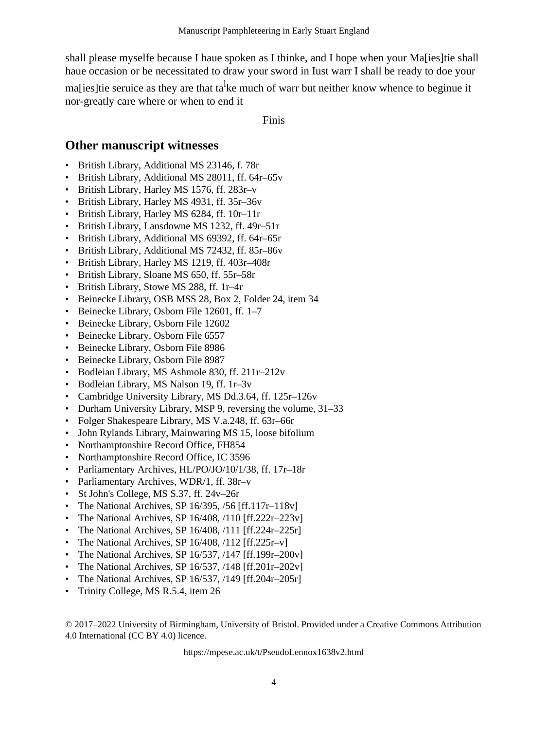shall please myselfe because I haue spoken as I thinke, and I hope when your Ma[ies]tie shall haue occasion or be necessitated to draw your sword in Iust warr I shall be ready to doe your ma[ies]tie seruice as they are that ta[l]ke much of warr but neither know whence to beginue it nor-greatly care where or when to end it

Finis

## Other manuscript witnesses

- British Library, Additional MS 23146, f. 78r
- British Library, Additional MS 28011, ff. 64r–65v
- British Library, Harley MS 1576, ff. 283r–v
- British Library, Harley MS 4931, ff. 35r–36v
- British Library, Harley MS 6284, ff. 10r–11r
- British Library, Lansdowne MS 1232, ff. 49r–51r
- British Library, Additional MS 69392, ff. 64r–65r
- British Library, Additional MS 72432, ff. 85r–86v
- British Library, Harley MS 1219, ff. 403r–408r
- British Library, Sloane MS 650, ff. 55r–58r
- British Library, Stowe MS 288, ff. 1r–4r
- Beinecke Library, OSB MSS 28, Box 2, Folder 24, item 34
- Beinecke Library, Osborn File 12601, ff. 1–7
- Beinecke Library, Osborn File 12602
- Beinecke Library, Osborn File 6557
- Beinecke Library, Osborn File 8986
- Beinecke Library, Osborn File 8987
- Bodleian Library, MS Ashmole 830, ff. 211r–212v
- Bodleian Library, MS Nalson 19, ff. 1r–3v
- Cambridge University Library, MS Dd.3.64, ff. 125r–126v
- Durham University Library, MSP 9, reversing the volume, 31–33
- Folger Shakespeare Library, MS V.a.248, ff. 63r–66r
- John Rylands Library, Mainwaring MS 15, loose bifolium
- Northamptonshire Record Office, FH854
- Northamptonshire Record Office, IC 3596
- Parliamentary Archives, HL/PO/JO/10/1/38, ff. 17r–18r
- Parliamentary Archives, WDR/1, ff. 38r–v
- St John's College, MS S.37, ff. 24v–26r
- The National Archives, SP 16/395, /56 [ff.117r–118v]
- The National Archives, SP 16/408, /110 [ff.222r–223v]
- The National Archives, SP 16/408, /111 [ff.224r–225r]
- The National Archives, SP 16/408, /112 [ff.225r–v]
- The National Archives, SP 16/537, /147 [ff.199r–200v]
- The National Archives, SP 16/537, /148 [ff.201r–202v]
- The National Archives, SP 16/537, /149 [ff.204r–205r]
- Trinity College, MS R.5.4, item 26

© 2017–2022 University of Birmingham, University of Bristol. Provided under a Creative Commons Attribution 4.0 International (CC BY 4.0) licence.

https://mpese.ac.uk/t/PseudoLennox1638v2.html